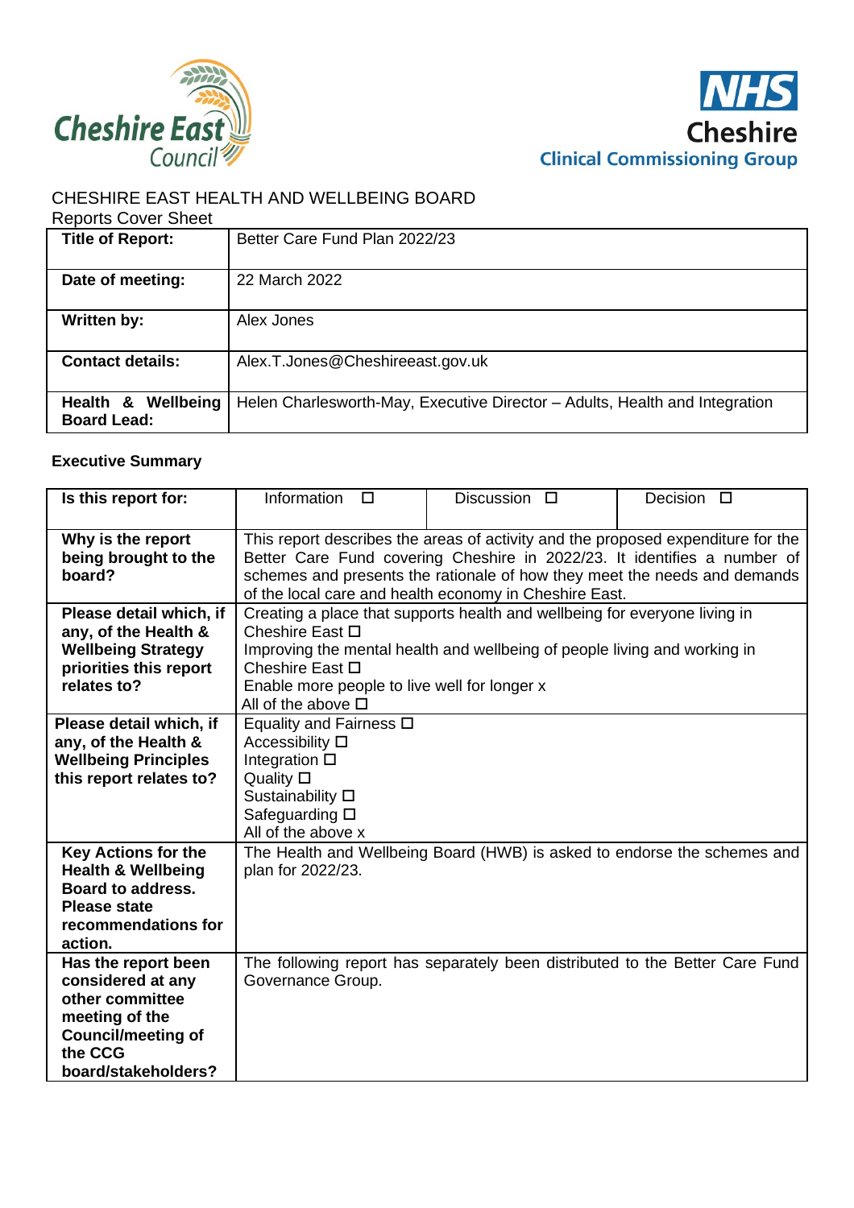CHESHIRE EAST HEALTH AND WELLBEING BOARD

Reports Cover Sheet

| Title of Report: | Better Care Fund Plan 2022/23 |
|---|---|
| Date of meeting: | 22 March 2022 |
| Written by: | Alex Jones |
| Contact details: | Alex.T.Jones@Cheshireeast.gov.uk |
| Health & Wellbeing Board Lead: | Helen Charlesworth-May, Executive Director – Adults, Health and Integration |

**Executive Summary**

| Is this report for: | Information ☐ | Discussion ☐ | Decision ☐ |
|---|---|---|---|
| Why is the report being brought to the board? | This report describes the areas of activity and the proposed expenditure for the Better Care Fund covering Cheshire in 2022/23. It identifies a number of schemes and presents the rationale of how they meet the needs and demands of the local care and health economy in Cheshire East. | | |
| Please detail which, if any, of the Health & Wellbeing Strategy priorities this report relates to? | Creating a place that supports health and wellbeing for everyone living in Cheshire East ☐<br>Improving the mental health and wellbeing of people living and working in Cheshire East ☐<br>Enable more people to live well for longer x<br>All of the above ☐ | | |
| Please detail which, if any, of the Health & Wellbeing Principles this report relates to? | Equality and Fairness ☐<br>Accessibility ☐<br>Integration ☐<br>Quality ☐<br>Sustainability ☐<br>Safeguarding ☐<br>All of the above x | | |
| Key Actions for the Health & Wellbeing Board to address. Please state recommendations for action. | The Health and Wellbeing Board (HWB) is asked to endorse the schemes and plan for 2022/23. | | |
| Has the report been considered at any other committee meeting of the Council/meeting of the CCG board/stakeholders? | The following report has separately been distributed to the Better Care Fund Governance Group. | | |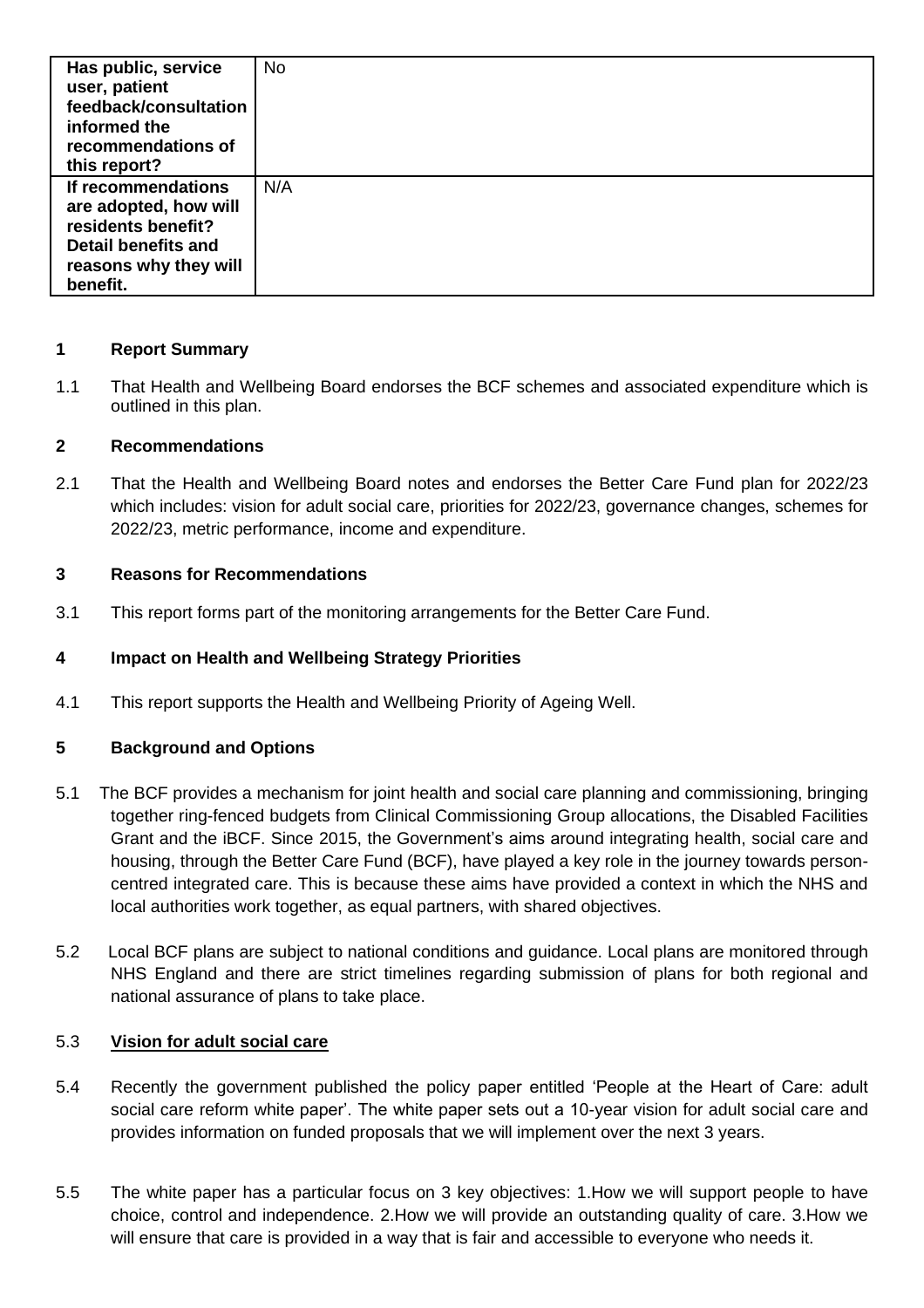| Has public, service user, patient feedback/consultation informed the recommendations of this report? | No |
|---|---|
| If recommendations are adopted, how will residents benefit? Detail benefits and reasons why they will benefit. | N/A |

**1 Report Summary**

1.1 That Health and Wellbeing Board endorses the BCF schemes and associated expenditure which is outlined in this plan.

**2 Recommendations**

2.1 That the Health and Wellbeing Board notes and endorses the Better Care Fund plan for 2022/23 which includes: vision for adult social care, priorities for 2022/23, governance changes, schemes for 2022/23, metric performance, income and expenditure.

**3 Reasons for Recommendations**

3.1 This report forms part of the monitoring arrangements for the Better Care Fund.

**4 Impact on Health and Wellbeing Strategy Priorities**

4.1 This report supports the Health and Wellbeing Priority of Ageing Well.

**5 Background and Options**

5.1 The BCF provides a mechanism for joint health and social care planning and commissioning, bringing together ring-fenced budgets from Clinical Commissioning Group allocations, the Disabled Facilities Grant and the iBCF. Since 2015, the Government's aims around integrating health, social care and housing, through the Better Care Fund (BCF), have played a key role in the journey towards person-centred integrated care. This is because these aims have provided a context in which the NHS and local authorities work together, as equal partners, with shared objectives.

5.2 Local BCF plans are subject to national conditions and guidance. Local plans are monitored through NHS England and there are strict timelines regarding submission of plans for both regional and national assurance of plans to take place.

5.3 **Vision for adult social care**

5.4 Recently the government published the policy paper entitled 'People at the Heart of Care: adult social care reform white paper'. The white paper sets out a 10-year vision for adult social care and provides information on funded proposals that we will implement over the next 3 years.

5.5 The white paper has a particular focus on 3 key objectives: 1.How we will support people to have choice, control and independence. 2.How we will provide an outstanding quality of care. 3.How we will ensure that care is provided in a way that is fair and accessible to everyone who needs it.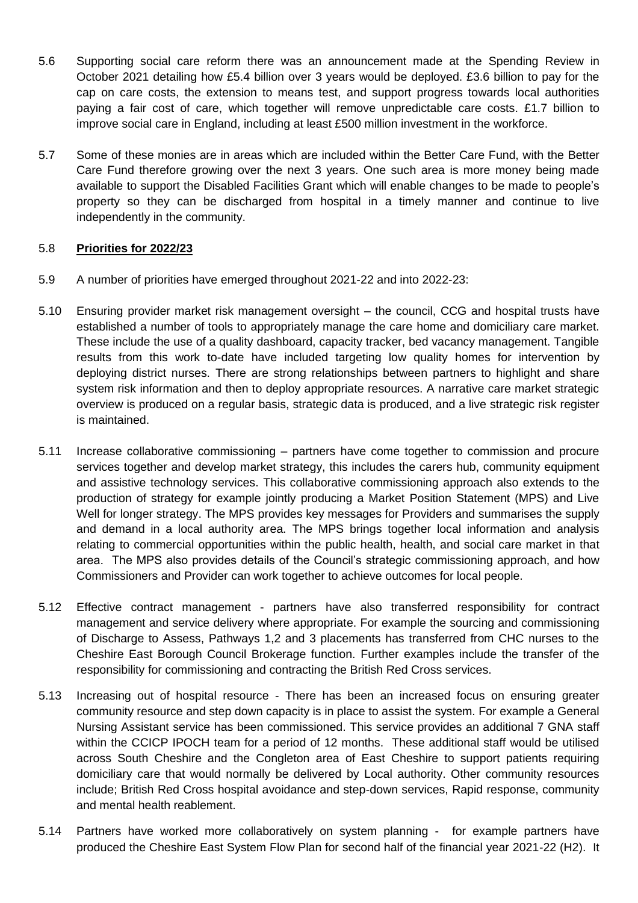5.6 Supporting social care reform there was an announcement made at the Spending Review in October 2021 detailing how £5.4 billion over 3 years would be deployed. £3.6 billion to pay for the cap on care costs, the extension to means test, and support progress towards local authorities paying a fair cost of care, which together will remove unpredictable care costs. £1.7 billion to improve social care in England, including at least £500 million investment in the workforce.

5.7 Some of these monies are in areas which are included within the Better Care Fund, with the Better Care Fund therefore growing over the next 3 years. One such area is more money being made available to support the Disabled Facilities Grant which will enable changes to be made to people's property so they can be discharged from hospital in a timely manner and continue to live independently in the community.

5.8 **Priorities for 2022/23**

5.9 A number of priorities have emerged throughout 2021-22 and into 2022-23:

5.10 Ensuring provider market risk management oversight – the council, CCG and hospital trusts have established a number of tools to appropriately manage the care home and domiciliary care market. These include the use of a quality dashboard, capacity tracker, bed vacancy management. Tangible results from this work to-date have included targeting low quality homes for intervention by deploying district nurses. There are strong relationships between partners to highlight and share system risk information and then to deploy appropriate resources. A narrative care market strategic overview is produced on a regular basis, strategic data is produced, and a live strategic risk register is maintained.

5.11 Increase collaborative commissioning – partners have come together to commission and procure services together and develop market strategy, this includes the carers hub, community equipment and assistive technology services. This collaborative commissioning approach also extends to the production of strategy for example jointly producing a Market Position Statement (MPS) and Live Well for longer strategy. The MPS provides key messages for Providers and summarises the supply and demand in a local authority area. The MPS brings together local information and analysis relating to commercial opportunities within the public health, health, and social care market in that area. The MPS also provides details of the Council's strategic commissioning approach, and how Commissioners and Provider can work together to achieve outcomes for local people.

5.12 Effective contract management - partners have also transferred responsibility for contract management and service delivery where appropriate. For example the sourcing and commissioning of Discharge to Assess, Pathways 1,2 and 3 placements has transferred from CHC nurses to the Cheshire East Borough Council Brokerage function. Further examples include the transfer of the responsibility for commissioning and contracting the British Red Cross services.

5.13 Increasing out of hospital resource - There has been an increased focus on ensuring greater community resource and step down capacity is in place to assist the system. For example a General Nursing Assistant service has been commissioned. This service provides an additional 7 GNA staff within the CCICP IPOCH team for a period of 12 months. These additional staff would be utilised across South Cheshire and the Congleton area of East Cheshire to support patients requiring domiciliary care that would normally be delivered by Local authority. Other community resources include; British Red Cross hospital avoidance and step-down services, Rapid response, community and mental health reablement.

5.14 Partners have worked more collaboratively on system planning - for example partners have produced the Cheshire East System Flow Plan for second half of the financial year 2021-22 (H2). It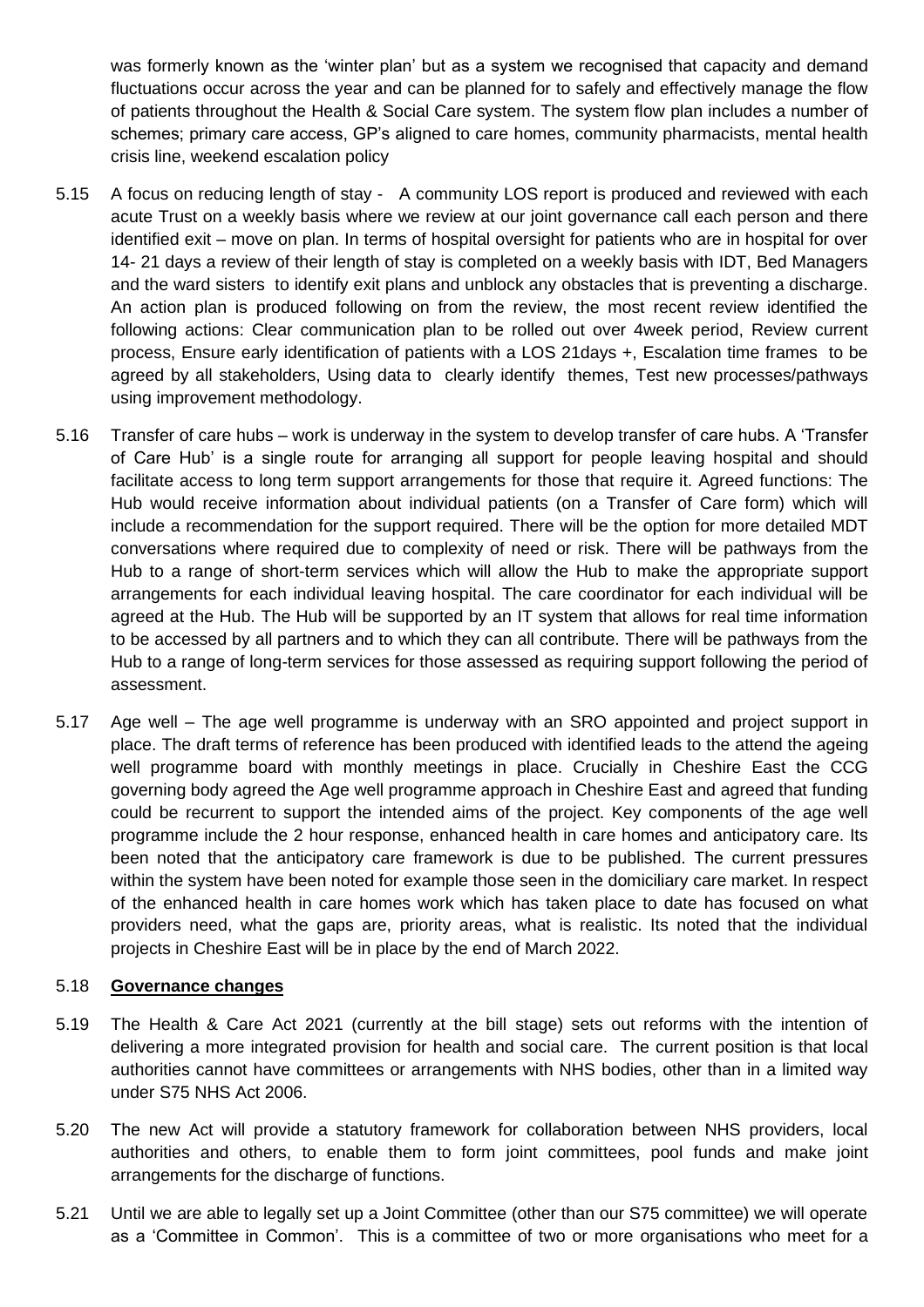was formerly known as the 'winter plan' but as a system we recognised that capacity and demand fluctuations occur across the year and can be planned for to safely and effectively manage the flow of patients throughout the Health & Social Care system. The system flow plan includes a number of schemes; primary care access, GP's aligned to care homes, community pharmacists, mental health crisis line, weekend escalation policy

5.15 A focus on reducing length of stay - A community LOS report is produced and reviewed with each acute Trust on a weekly basis where we review at our joint governance call each person and there identified exit – move on plan. In terms of hospital oversight for patients who are in hospital for over 14- 21 days a review of their length of stay is completed on a weekly basis with IDT, Bed Managers and the ward sisters to identify exit plans and unblock any obstacles that is preventing a discharge. An action plan is produced following on from the review, the most recent review identified the following actions: Clear communication plan to be rolled out over 4week period, Review current process, Ensure early identification of patients with a LOS 21days +, Escalation time frames to be agreed by all stakeholders, Using data to clearly identify themes, Test new processes/pathways using improvement methodology.

5.16 Transfer of care hubs – work is underway in the system to develop transfer of care hubs. A 'Transfer of Care Hub' is a single route for arranging all support for people leaving hospital and should facilitate access to long term support arrangements for those that require it. Agreed functions: The Hub would receive information about individual patients (on a Transfer of Care form) which will include a recommendation for the support required. There will be the option for more detailed MDT conversations where required due to complexity of need or risk. There will be pathways from the Hub to a range of short-term services which will allow the Hub to make the appropriate support arrangements for each individual leaving hospital. The care coordinator for each individual will be agreed at the Hub. The Hub will be supported by an IT system that allows for real time information to be accessed by all partners and to which they can all contribute. There will be pathways from the Hub to a range of long-term services for those assessed as requiring support following the period of assessment.

5.17 Age well – The age well programme is underway with an SRO appointed and project support in place. The draft terms of reference has been produced with identified leads to the attend the ageing well programme board with monthly meetings in place. Crucially in Cheshire East the CCG governing body agreed the Age well programme approach in Cheshire East and agreed that funding could be recurrent to support the intended aims of the project. Key components of the age well programme include the 2 hour response, enhanced health in care homes and anticipatory care. Its been noted that the anticipatory care framework is due to be published. The current pressures within the system have been noted for example those seen in the domiciliary care market. In respect of the enhanced health in care homes work which has taken place to date has focused on what providers need, what the gaps are, priority areas, what is realistic. Its noted that the individual projects in Cheshire East will be in place by the end of March 2022.

5.18 **Governance changes**

5.19 The Health & Care Act 2021 (currently at the bill stage) sets out reforms with the intention of delivering a more integrated provision for health and social care. The current position is that local authorities cannot have committees or arrangements with NHS bodies, other than in a limited way under S75 NHS Act 2006.

5.20 The new Act will provide a statutory framework for collaboration between NHS providers, local authorities and others, to enable them to form joint committees, pool funds and make joint arrangements for the discharge of functions.

5.21 Until we are able to legally set up a Joint Committee (other than our S75 committee) we will operate as a 'Committee in Common'. This is a committee of two or more organisations who meet for a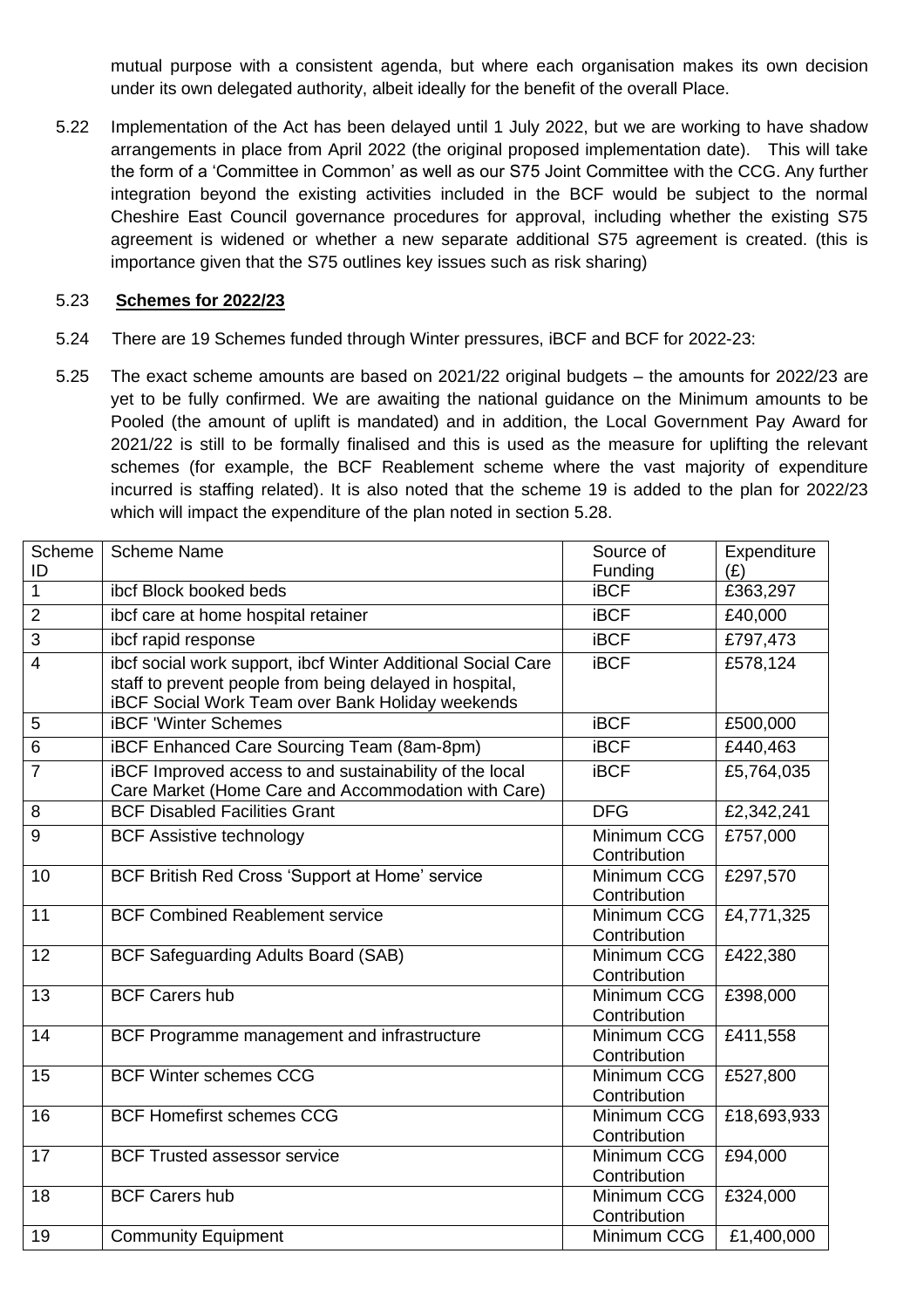mutual purpose with a consistent agenda, but where each organisation makes its own decision under its own delegated authority, albeit ideally for the benefit of the overall Place.

5.22 Implementation of the Act has been delayed until 1 July 2022, but we are working to have shadow arrangements in place from April 2022 (the original proposed implementation date). This will take the form of a 'Committee in Common' as well as our S75 Joint Committee with the CCG. Any further integration beyond the existing activities included in the BCF would be subject to the normal Cheshire East Council governance procedures for approval, including whether the existing S75 agreement is widened or whether a new separate additional S75 agreement is created. (this is importance given that the S75 outlines key issues such as risk sharing)

5.23 **Schemes for 2022/23**

5.24 There are 19 Schemes funded through Winter pressures, iBCF and BCF for 2022-23:

5.25 The exact scheme amounts are based on 2021/22 original budgets – the amounts for 2022/23 are yet to be fully confirmed. We are awaiting the national guidance on the Minimum amounts to be Pooled (the amount of uplift is mandated) and in addition, the Local Government Pay Award for 2021/22 is still to be formally finalised and this is used as the measure for uplifting the relevant schemes (for example, the BCF Reablement scheme where the vast majority of expenditure incurred is staffing related). It is also noted that the scheme 19 is added to the plan for 2022/23 which will impact the expenditure of the plan noted in section 5.28.

| Scheme ID | Scheme Name | Source of Funding | Expenditure (£) |
|---|---|---|---|
| 1 | ibcf Block booked beds | iBCF | £363,297 |
| 2 | ibcf care at home hospital retainer | iBCF | £40,000 |
| 3 | ibcf rapid response | iBCF | £797,473 |
| 4 | ibcf social work support, ibcf Winter Additional Social Care staff to prevent people from being delayed in hospital, iBCF Social Work Team over Bank Holiday weekends | iBCF | £578,124 |
| 5 | iBCF 'Winter Schemes | iBCF | £500,000 |
| 6 | iBCF Enhanced Care Sourcing Team (8am-8pm) | iBCF | £440,463 |
| 7 | iBCF Improved access to and sustainability of the local Care Market (Home Care and Accommodation with Care) | iBCF | £5,764,035 |
| 8 | BCF Disabled Facilities Grant | DFG | £2,342,241 |
| 9 | BCF Assistive technology | Minimum CCG Contribution | £757,000 |
| 10 | BCF British Red Cross 'Support at Home' service | Minimum CCG Contribution | £297,570 |
| 11 | BCF Combined Reablement service | Minimum CCG Contribution | £4,771,325 |
| 12 | BCF Safeguarding Adults Board (SAB) | Minimum CCG Contribution | £422,380 |
| 13 | BCF Carers hub | Minimum CCG Contribution | £398,000 |
| 14 | BCF Programme management and infrastructure | Minimum CCG Contribution | £411,558 |
| 15 | BCF Winter schemes CCG | Minimum CCG Contribution | £527,800 |
| 16 | BCF Homefirst schemes CCG | Minimum CCG Contribution | £18,693,933 |
| 17 | BCF Trusted assessor service | Minimum CCG Contribution | £94,000 |
| 18 | BCF Carers hub | Minimum CCG Contribution | £324,000 |
| 19 | Community Equipment | Minimum CCG | £1,400,000 |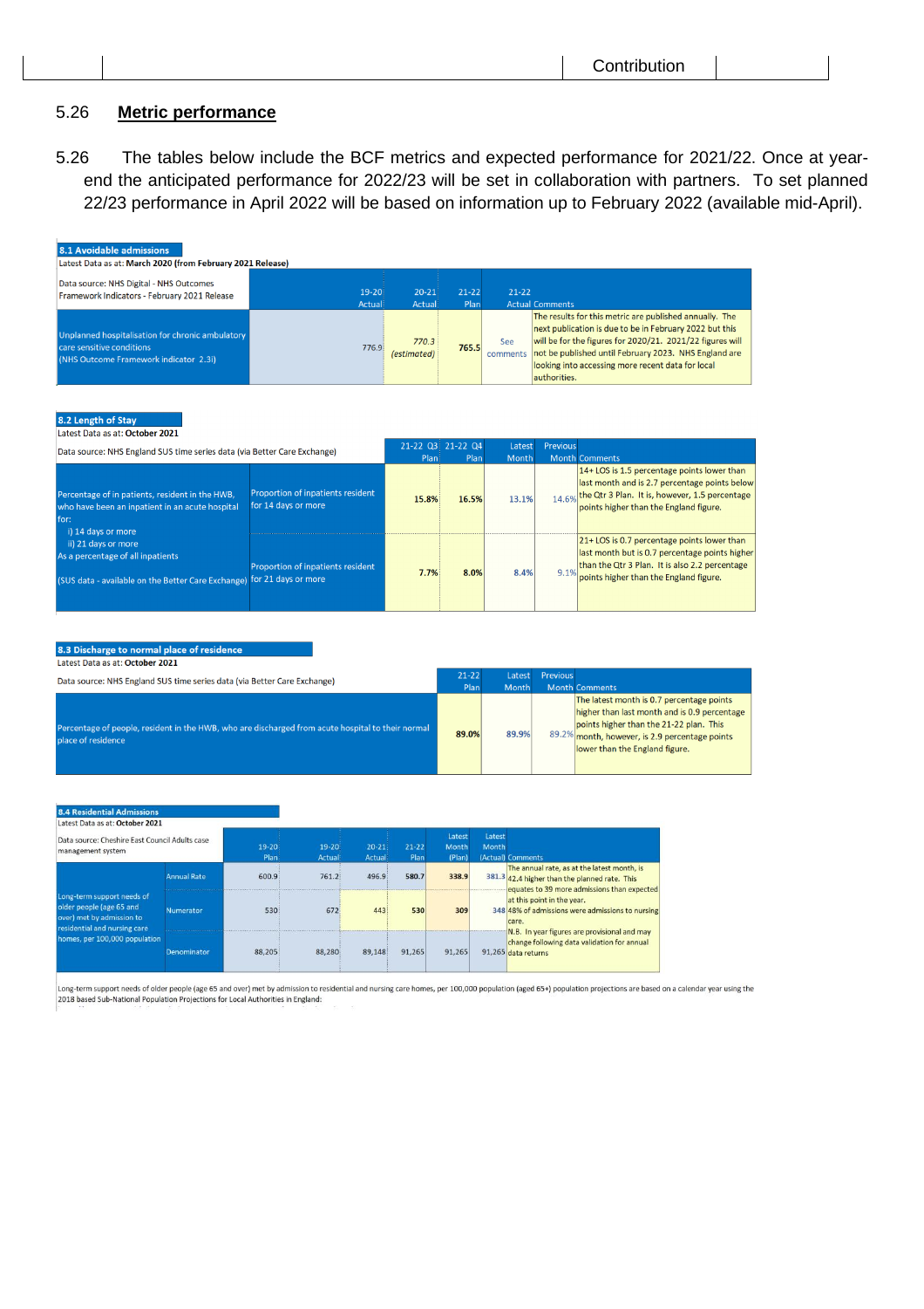## 5.26 Metric performance

5.26 The tables below include the BCF metrics and expected performance for 2021/22. Once at year-end the anticipated performance for 2022/23 will be set in collaboration with partners. To set planned 22/23 performance in April 2022 will be based on information up to February 2022 (available mid-April).

**8.1 Avoidable admissions**

Latest Data as at: **March 2020 (from February 2021 Release)**

| Data source: NHS Digital - NHS Outcomes Framework Indicators - February 2021 Release | 19-20 Actual | 20-21 Actual | 21-22 Plan | 21-22 Actual | Comments |
|---|---|---|---|---|---|
| Unplanned hospitalisation for chronic ambulatory care sensitive conditions (NHS Outcome Framework indicator 2.3i) | 776.9 | *770.3 (estimated)* | 765.5 | See comments | The results for this metric are published annually. The next publication is due to be in February 2022 but this will be for the figures for 2020/21. 2021/22 figures will not be published until February 2023. NHS England are looking into accessing more recent data for local authorities. |

**8.2 Length of Stay**

Latest Data as at: **October 2021**

| Data source: NHS England SUS time series data (via Better Care Exchange) | | 21-22 Q3 Plan | 21-22 Q4 Plan | Latest Month | Previous Month | Comments |
|---|---|---|---|---|---|---|
| Percentage of in patients, resident in the HWB, who have been an inpatient in an acute hospital for: i) 14 days or more ii) 21 days or more As a percentage of all inpatients (SUS data - available on the Better Care Exchange) | Proportion of inpatients resident for 14 days or more | 15.8% | 16.5% | 13.1% | 14.6% | 14+ LOS is 1.5 percentage points lower than last month and is 2.7 percentage points below the Qtr 3 Plan. It is, however, 1.5 percentage points higher than the England figure. |
| | Proportion of inpatients resident for 21 days or more | 7.7% | 8.0% | 8.4% | 9.1% | 21+ LOS is 0.7 percentage points lower than last month but is 0.7 percentage points higher than the Qtr 3 Plan. It is also 2.2 percentage points higher than the England figure. |

**8.3 Discharge to normal place of residence**

Latest Data as at: **October 2021**

| Data source: NHS England SUS time series data (via Better Care Exchange) | 21-22 Plan | Latest Month | Previous Month | Comments |
|---|---|---|---|---|
| Percentage of people, resident in the HWB, who are discharged from acute hospital to their normal place of residence | 89.0% | 89.9% | 89.2% | The latest month is 0.7 percentage points higher than last month and is 0.9 percentage points higher than the 21-22 plan. This month, however, is 2.9 percentage points lower than the England figure. |

**8.4 Residential Admissions**

Latest Data as at: **October 2021**

| Data source: Cheshire East Council Adults case management system | | 19-20 Plan | 19-20 Actual | 20-21 Actual | 21-22 Plan | Latest Month (Plan) | Latest Month (Actual) | Comments |
|---|---|---|---|---|---|---|---|---|
| Long-term support needs of older people (age 65 and over) met by admission to residential and nursing care homes, per 100,000 population | Annual Rate | 600.9 | 761.2 | 496.9 | 580.7 | 338.9 | 381.3 | The annual rate, as at the latest month, is 42.4 higher than the planned rate. This equates to 39 more admissions than expected at this point in the year. 48% of admissions were admissions to nursing care. N.B. In year figures are provisional and may change following data validation for annual data returns |
| | Numerator | 530 | 672 | 443 | 530 | 309 | 348 | |
| | Denominator | 88,205 | 88,280 | 89,148 | 91,265 | 91,265 | 91,265 | |

Long-term support needs of older people (age 65 and over) met by admission to residential and nursing care homes, per 100,000 population (aged 65+) population projections are based on a calendar year using the 2018 based Sub-National Population Projections for Local Authorities in England: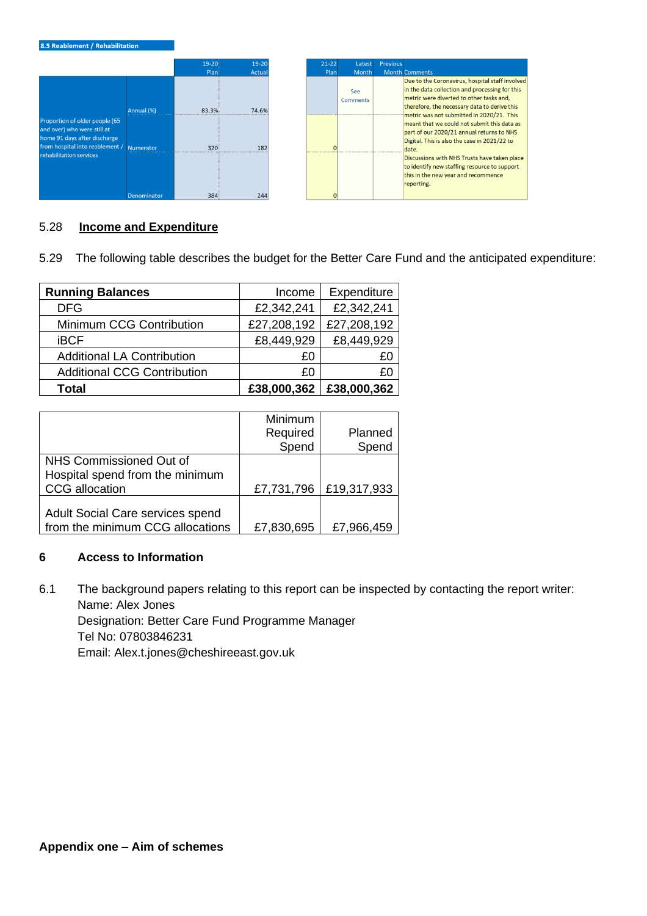**8.5 Reablement / Rehabilitation**

| | | 19-20 Plan | 19-20 Actual | 21-22 Plan | Latest Month | Previous Month | Comments |
|---|---|---|---|---|---|---|---|
| Proportion of older people (65 and over) who were still at home 91 days after discharge from hospital into reablement / rehabilitation services | Annual (%) | 83.3% | 74.6% | | See Comments | | Due to the Coronavirus, hospital staff involved in the data collection and processing for this metric were diverted to other tasks and, therefore, the necessary data to derive this metric was not submitted in 2020/21. This meant that we could not submit this data as part of our 2020/21 annual returns to NHS Digital. This is also the case in 2021/22 to date. Discussions with NHS Trusts have taken place to identify new staffing resource to support this in the new year and recommence reporting. |
| | Numerator | 320 | 182 | 0 | | | |
| | Denominator | 384 | 244 | 0 | | | |

5.28 **Income and Expenditure**

5.29 The following table describes the budget for the Better Care Fund and the anticipated expenditure:

| Running Balances | Income | Expenditure |
|---|---|---|
| DFG | £2,342,241 | £2,342,241 |
| Minimum CCG Contribution | £27,208,192 | £27,208,192 |
| iBCF | £8,449,929 | £8,449,929 |
| Additional LA Contribution | £0 | £0 |
| Additional CCG Contribution | £0 | £0 |
| **Total** | **£38,000,362** | **£38,000,362** |

| | Minimum Required Spend | Planned Spend |
|---|---|---|
| NHS Commissioned Out of Hospital spend from the minimum CCG allocation | £7,731,796 | £19,317,933 |
| Adult Social Care services spend from the minimum CCG allocations | £7,830,695 | £7,966,459 |

## 6 Access to Information

6.1 The background papers relating to this report can be inspected by contacting the report writer:
Name: Alex Jones
Designation: Better Care Fund Programme Manager
Tel No: 07803846231
Email: Alex.t.jones@cheshireeast.gov.uk

**Appendix one – Aim of schemes**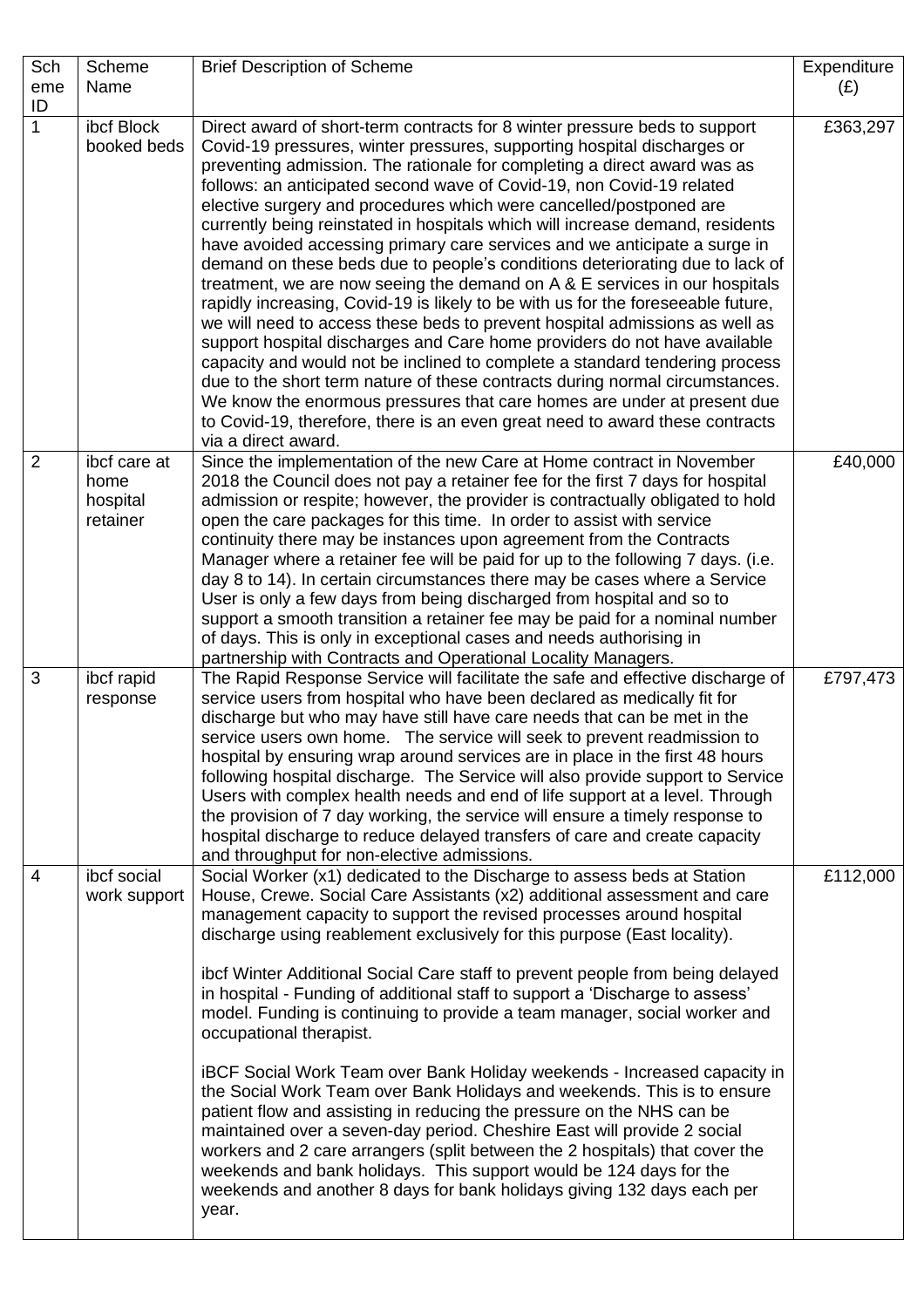| Scheme ID | Scheme Name | Brief Description of Scheme | Expenditure (£) |
|---|---|---|---|
| 1 | ibcf Block booked beds | Direct award of short-term contracts for 8 winter pressure beds to support Covid-19 pressures, winter pressures, supporting hospital discharges or preventing admission. The rationale for completing a direct award was as follows: an anticipated second wave of Covid-19, non Covid-19 related elective surgery and procedures which were cancelled/postponed are currently being reinstated in hospitals which will increase demand, residents have avoided accessing primary care services and we anticipate a surge in demand on these beds due to people's conditions deteriorating due to lack of treatment, we are now seeing the demand on A & E services in our hospitals rapidly increasing, Covid-19 is likely to be with us for the foreseeable future, we will need to access these beds to prevent hospital admissions as well as support hospital discharges and Care home providers do not have available capacity and would not be inclined to complete a standard tendering process due to the short term nature of these contracts during normal circumstances. We know the enormous pressures that care homes are under at present due to Covid-19, therefore, there is an even great need to award these contracts via a direct award. | £363,297 |
| 2 | ibcf care at home hospital retainer | Since the implementation of the new Care at Home contract in November 2018 the Council does not pay a retainer fee for the first 7 days for hospital admission or respite; however, the provider is contractually obligated to hold open the care packages for this time. In order to assist with service continuity there may be instances upon agreement from the Contracts Manager where a retainer fee will be paid for up to the following 7 days. (i.e. day 8 to 14). In certain circumstances there may be cases where a Service User is only a few days from being discharged from hospital and so to support a smooth transition a retainer fee may be paid for a nominal number of days. This is only in exceptional cases and needs authorising in partnership with Contracts and Operational Locality Managers. | £40,000 |
| 3 | ibcf rapid response | The Rapid Response Service will facilitate the safe and effective discharge of service users from hospital who have been declared as medically fit for discharge but who may have still have care needs that can be met in the service users own home. The service will seek to prevent readmission to hospital by ensuring wrap around services are in place in the first 48 hours following hospital discharge. The Service will also provide support to Service Users with complex health needs and end of life support at a level. Through the provision of 7 day working, the service will ensure a timely response to hospital discharge to reduce delayed transfers of care and create capacity and throughput for non-elective admissions. | £797,473 |
| 4 | ibcf social work support | Social Worker (x1) dedicated to the Discharge to assess beds at Station House, Crewe. Social Care Assistants (x2) additional assessment and care management capacity to support the revised processes around hospital discharge using reablement exclusively for this purpose (East locality).<br><br>ibcf Winter Additional Social Care staff to prevent people from being delayed in hospital - Funding of additional staff to support a 'Discharge to assess' model. Funding is continuing to provide a team manager, social worker and occupational therapist.<br><br>iBCF Social Work Team over Bank Holiday weekends - Increased capacity in the Social Work Team over Bank Holidays and weekends. This is to ensure patient flow and assisting in reducing the pressure on the NHS can be maintained over a seven-day period. Cheshire East will provide 2 social workers and 2 care arrangers (split between the 2 hospitals) that cover the weekends and bank holidays. This support would be 124 days for the weekends and another 8 days for bank holidays giving 132 days each per year. | £112,000 |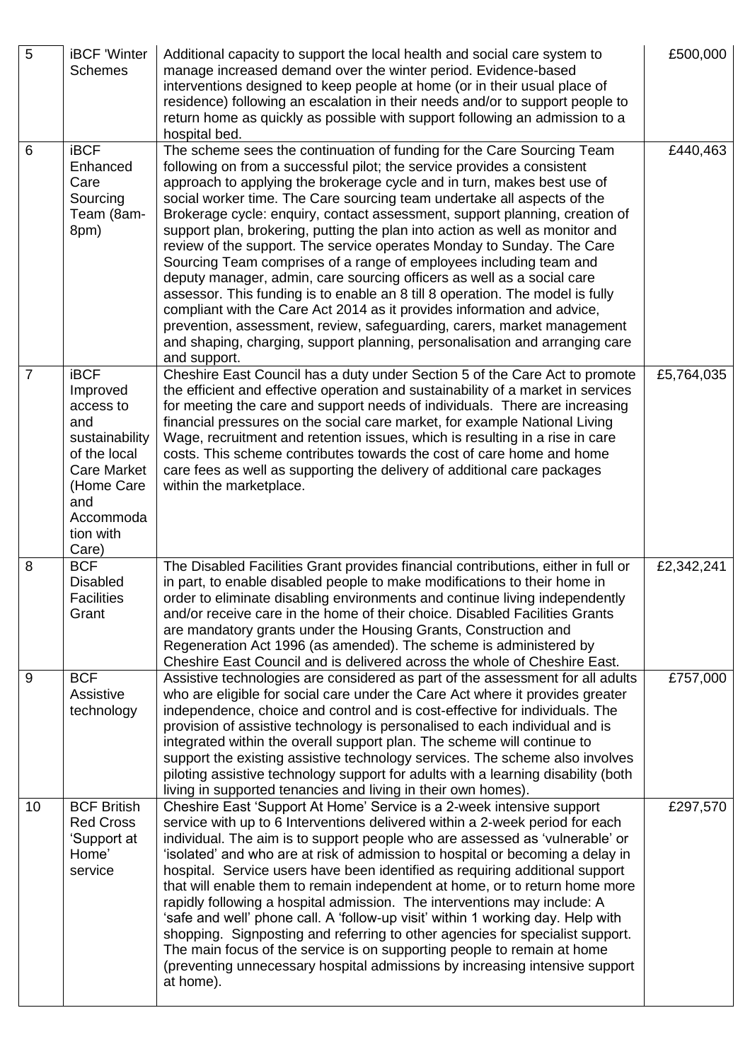| 5 | iBCF 'Winter Schemes | Additional capacity to support the local health and social care system to manage increased demand over the winter period. Evidence-based interventions designed to keep people at home (or in their usual place of residence) following an escalation in their needs and/or to support people to return home as quickly as possible with support following an admission to a hospital bed. | £500,000 |
|---|---|---|---|
| 6 | iBCF Enhanced Care Sourcing Team (8am-8pm) | The scheme sees the continuation of funding for the Care Sourcing Team following on from a successful pilot; the service provides a consistent approach to applying the brokerage cycle and in turn, makes best use of social worker time. The Care sourcing team undertake all aspects of the Brokerage cycle: enquiry, contact assessment, support planning, creation of support plan, brokering, putting the plan into action as well as monitor and review of the support. The service operates Monday to Sunday. The Care Sourcing Team comprises of a range of employees including team and deputy manager, admin, care sourcing officers as well as a social care assessor. This funding is to enable an 8 till 8 operation. The model is fully compliant with the Care Act 2014 as it provides information and advice, prevention, assessment, review, safeguarding, carers, market management and shaping, charging, support planning, personalisation and arranging care and support. | £440,463 |
| 7 | iBCF Improved access to and sustainability of the local Care Market (Home Care and Accommodation with Care) | Cheshire East Council has a duty under Section 5 of the Care Act to promote the efficient and effective operation and sustainability of a market in services for meeting the care and support needs of individuals. There are increasing financial pressures on the social care market, for example National Living Wage, recruitment and retention issues, which is resulting in a rise in care costs. This scheme contributes towards the cost of care home and home care fees as well as supporting the delivery of additional care packages within the marketplace. | £5,764,035 |
| 8 | BCF Disabled Facilities Grant | The Disabled Facilities Grant provides financial contributions, either in full or in part, to enable disabled people to make modifications to their home in order to eliminate disabling environments and continue living independently and/or receive care in the home of their choice. Disabled Facilities Grants are mandatory grants under the Housing Grants, Construction and Regeneration Act 1996 (as amended). The scheme is administered by Cheshire East Council and is delivered across the whole of Cheshire East. | £2,342,241 |
| 9 | BCF Assistive technology | Assistive technologies are considered as part of the assessment for all adults who are eligible for social care under the Care Act where it provides greater independence, choice and control and is cost-effective for individuals. The provision of assistive technology is personalised to each individual and is integrated within the overall support plan. The scheme will continue to support the existing assistive technology services. The scheme also involves piloting assistive technology support for adults with a learning disability (both living in supported tenancies and living in their own homes). | £757,000 |
| 10 | BCF British Red Cross 'Support at Home' service | Cheshire East 'Support At Home' Service is a 2-week intensive support service with up to 6 Interventions delivered within a 2-week period for each individual. The aim is to support people who are assessed as 'vulnerable' or 'isolated' and who are at risk of admission to hospital or becoming a delay in hospital. Service users have been identified as requiring additional support that will enable them to remain independent at home, or to return home more rapidly following a hospital admission. The interventions may include: A 'safe and well' phone call. A 'follow-up visit' within 1 working day. Help with shopping. Signposting and referring to other agencies for specialist support. The main focus of the service is on supporting people to remain at home (preventing unnecessary hospital admissions by increasing intensive support at home). | £297,570 |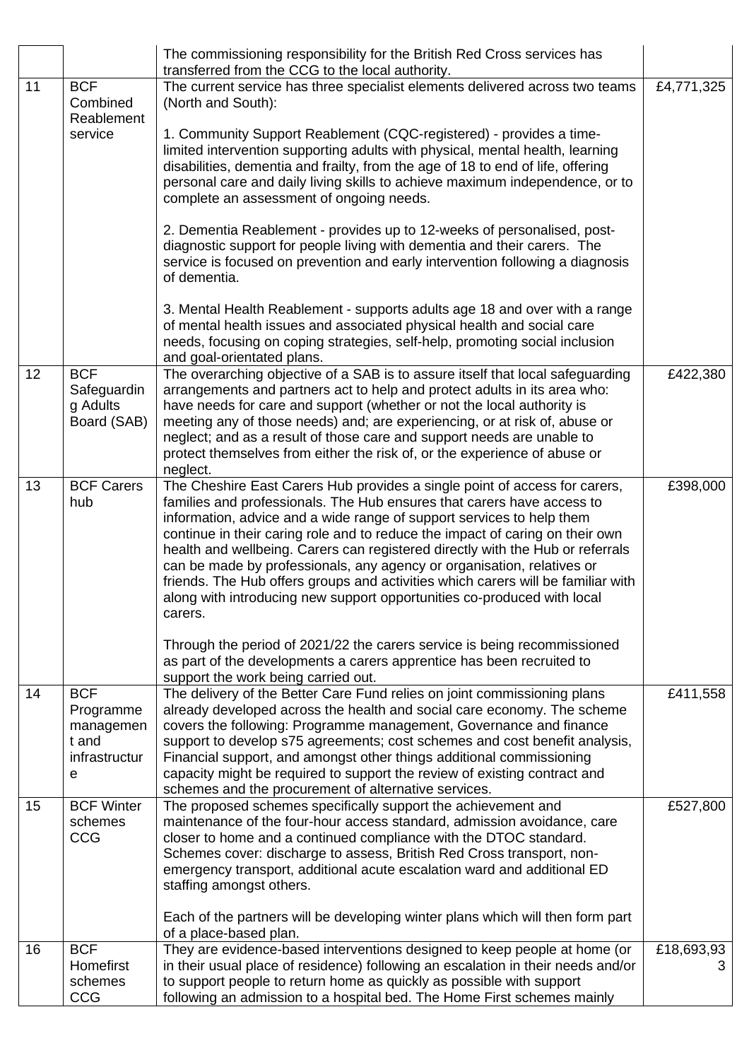| | | | |
|---|---|---|---|
| | | The commissioning responsibility for the British Red Cross services has transferred from the CCG to the local authority. | |
| 11 | BCF Combined Reablement service | The current service has three specialist elements delivered across two teams (North and South):<br><br>1. Community Support Reablement (CQC-registered) - provides a time-limited intervention supporting adults with physical, mental health, learning disabilities, dementia and frailty, from the age of 18 to end of life, offering personal care and daily living skills to achieve maximum independence, or to complete an assessment of ongoing needs.<br><br>2. Dementia Reablement - provides up to 12-weeks of personalised, post-diagnostic support for people living with dementia and their carers. The service is focused on prevention and early intervention following a diagnosis of dementia.<br><br>3. Mental Health Reablement - supports adults age 18 and over with a range of mental health issues and associated physical health and social care needs, focusing on coping strategies, self-help, promoting social inclusion and goal-orientated plans. | £4,771,325 |
| 12 | BCF Safeguarding Adults Board (SAB) | The overarching objective of a SAB is to assure itself that local safeguarding arrangements and partners act to help and protect adults in its area who: have needs for care and support (whether or not the local authority is meeting any of those needs) and; are experiencing, or at risk of, abuse or neglect; and as a result of those care and support needs are unable to protect themselves from either the risk of, or the experience of abuse or neglect. | £422,380 |
| 13 | BCF Carers hub | The Cheshire East Carers Hub provides a single point of access for carers, families and professionals. The Hub ensures that carers have access to information, advice and a wide range of support services to help them continue in their caring role and to reduce the impact of caring on their own health and wellbeing. Carers can registered directly with the Hub or referrals can be made by professionals, any agency or organisation, relatives or friends. The Hub offers groups and activities which carers will be familiar with along with introducing new support opportunities co-produced with local carers.<br><br>Through the period of 2021/22 the carers service is being recommissioned as part of the developments a carers apprentice has been recruited to support the work being carried out. | £398,000 |
| 14 | BCF Programme management and infrastructure | The delivery of the Better Care Fund relies on joint commissioning plans already developed across the health and social care economy. The scheme covers the following: Programme management, Governance and finance support to develop s75 agreements; cost schemes and cost benefit analysis, Financial support, and amongst other things additional commissioning capacity might be required to support the review of existing contract and schemes and the procurement of alternative services. | £411,558 |
| 15 | BCF Winter schemes CCG | The proposed schemes specifically support the achievement and maintenance of the four-hour access standard, admission avoidance, care closer to home and a continued compliance with the DTOC standard. Schemes cover: discharge to assess, British Red Cross transport, non-emergency transport, additional acute escalation ward and additional ED staffing amongst others.<br><br>Each of the partners will be developing winter plans which will then form part of a place-based plan. | £527,800 |
| 16 | BCF Homefirst schemes CCG | They are evidence-based interventions designed to keep people at home (or in their usual place of residence) following an escalation in their needs and/or to support people to return home as quickly as possible with support following an admission to a hospital bed. The Home First schemes mainly | £18,693,933 |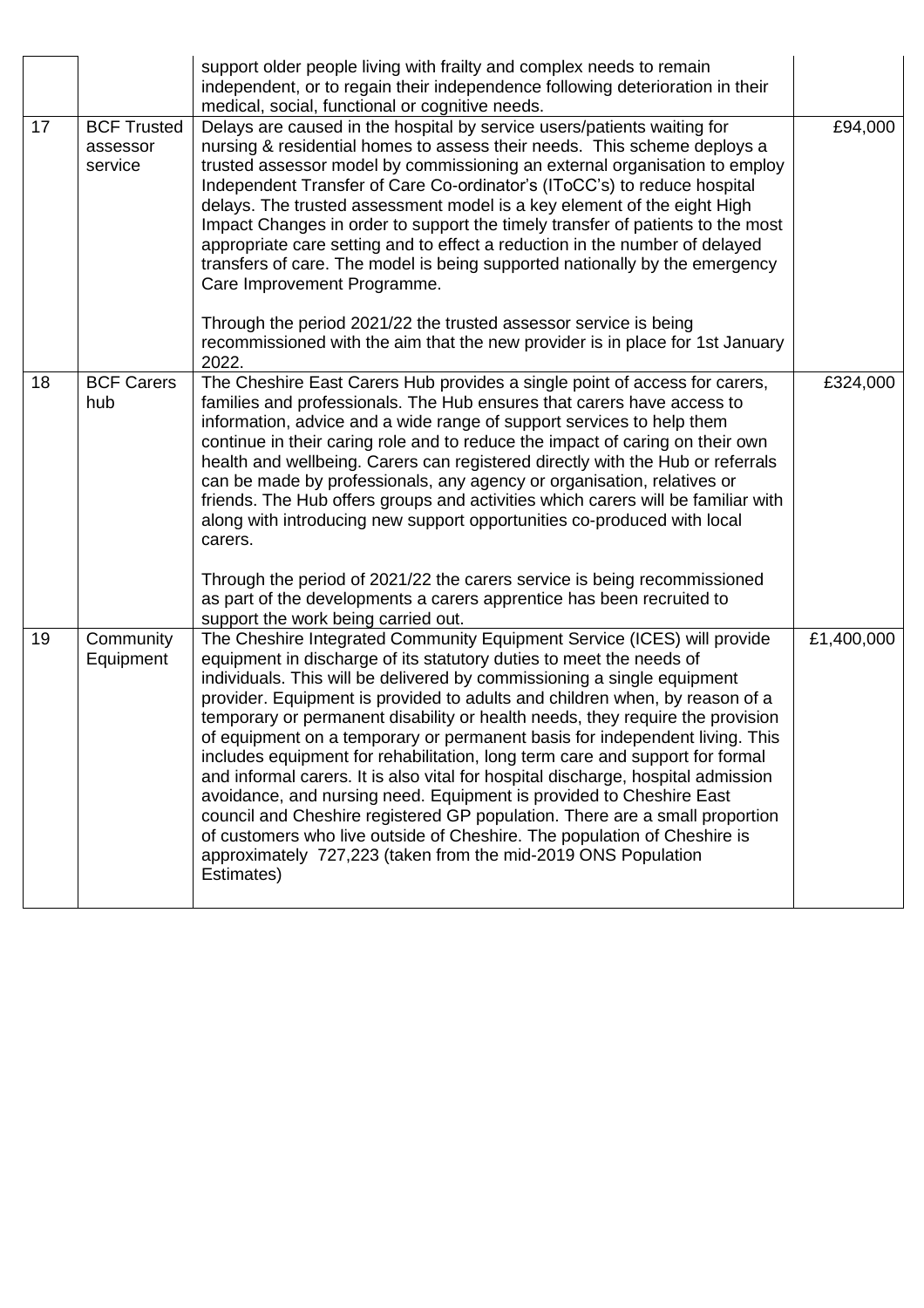| | | | |
|---|---|---|---|
| | | support older people living with frailty and complex needs to remain independent, or to regain their independence following deterioration in their medical, social, functional or cognitive needs. | |
| 17 | BCF Trusted assessor service | Delays are caused in the hospital by service users/patients waiting for nursing & residential homes to assess their needs. This scheme deploys a trusted assessor model by commissioning an external organisation to employ Independent Transfer of Care Co-ordinator's (IToCC's) to reduce hospital delays. The trusted assessment model is a key element of the eight High Impact Changes in order to support the timely transfer of patients to the most appropriate care setting and to effect a reduction in the number of delayed transfers of care. The model is being supported nationally by the emergency Care Improvement Programme.<br><br>Through the period 2021/22 the trusted assessor service is being recommissioned with the aim that the new provider is in place for 1st January 2022. | £94,000 |
| 18 | BCF Carers hub | The Cheshire East Carers Hub provides a single point of access for carers, families and professionals. The Hub ensures that carers have access to information, advice and a wide range of support services to help them continue in their caring role and to reduce the impact of caring on their own health and wellbeing. Carers can registered directly with the Hub or referrals can be made by professionals, any agency or organisation, relatives or friends. The Hub offers groups and activities which carers will be familiar with along with introducing new support opportunities co-produced with local carers.<br><br>Through the period of 2021/22 the carers service is being recommissioned as part of the developments a carers apprentice has been recruited to support the work being carried out. | £324,000 |
| 19 | Community Equipment | The Cheshire Integrated Community Equipment Service (ICES) will provide equipment in discharge of its statutory duties to meet the needs of individuals. This will be delivered by commissioning a single equipment provider. Equipment is provided to adults and children when, by reason of a temporary or permanent disability or health needs, they require the provision of equipment on a temporary or permanent basis for independent living. This includes equipment for rehabilitation, long term care and support for formal and informal carers. It is also vital for hospital discharge, hospital admission avoidance, and nursing need. Equipment is provided to Cheshire East council and Cheshire registered GP population. There are a small proportion of customers who live outside of Cheshire. The population of Cheshire is approximately 727,223 (taken from the mid-2019 ONS Population Estimates) | £1,400,000 |